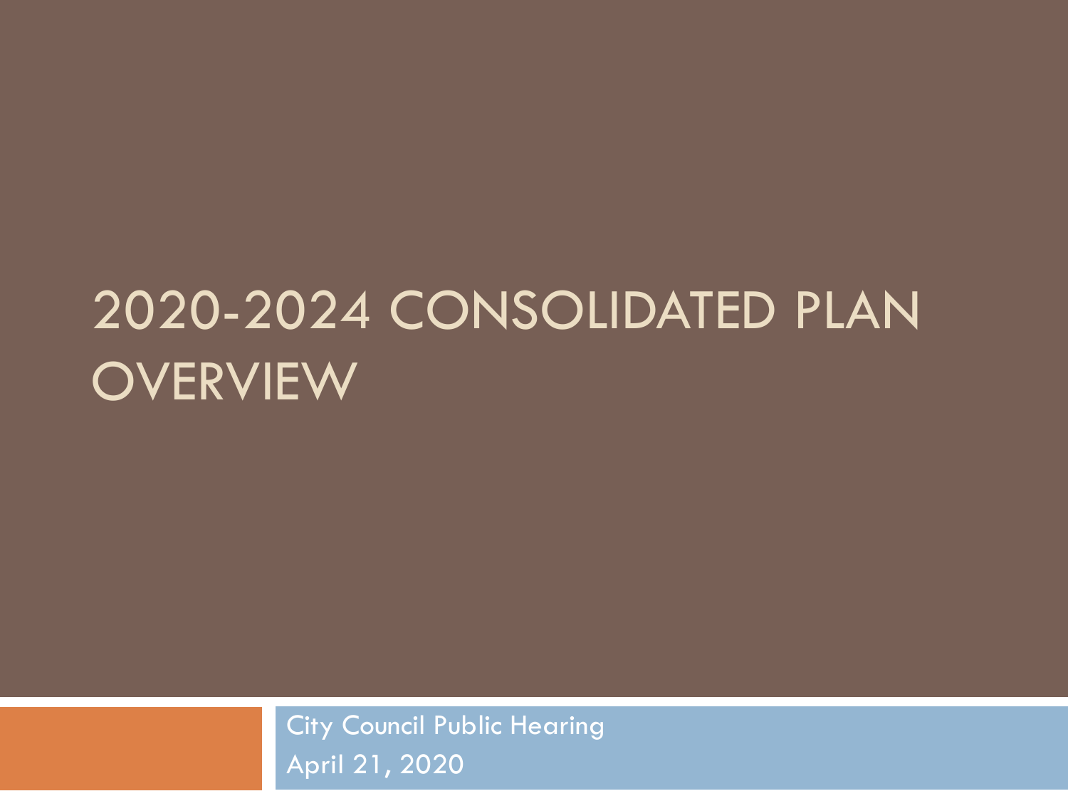# 2020-2024 CONSOLIDATED PLAN OVERVIEW

City Council Public Hearing
April 21, 2020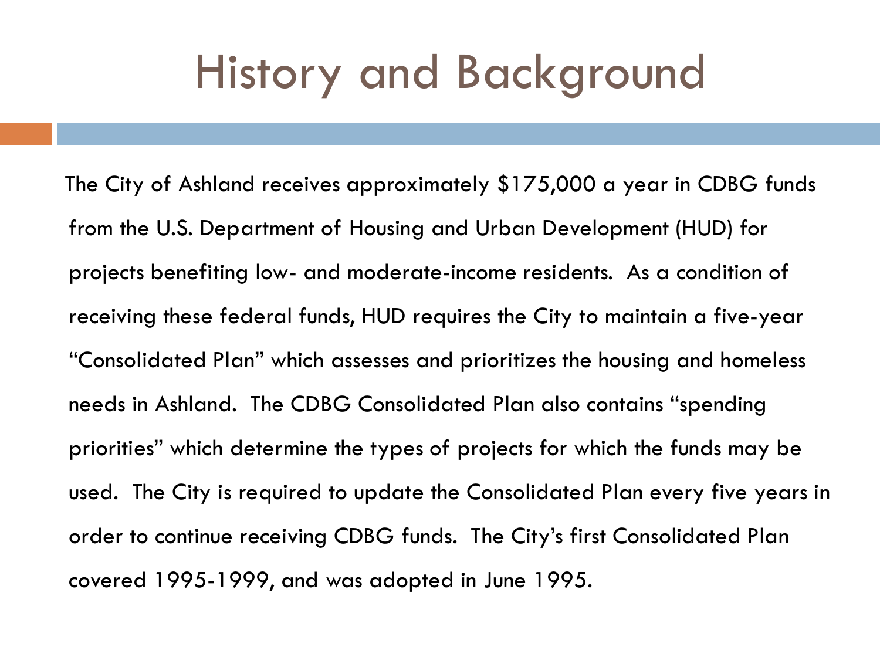# History and Background

The City of Ashland receives approximately $175,000 a year in CDBG funds from the U.S. Department of Housing and Urban Development (HUD) for projects benefiting low- and moderate-income residents. As a condition of receiving these federal funds, HUD requires the City to maintain a five-year "Consolidated Plan" which assesses and prioritizes the housing and homeless needs in Ashland. The CDBG Consolidated Plan also contains "spending priorities" which determine the types of projects for which the funds may be used. The City is required to update the Consolidated Plan every five years in order to continue receiving CDBG funds. The City's first Consolidated Plan covered 1995-1999, and was adopted in June 1995.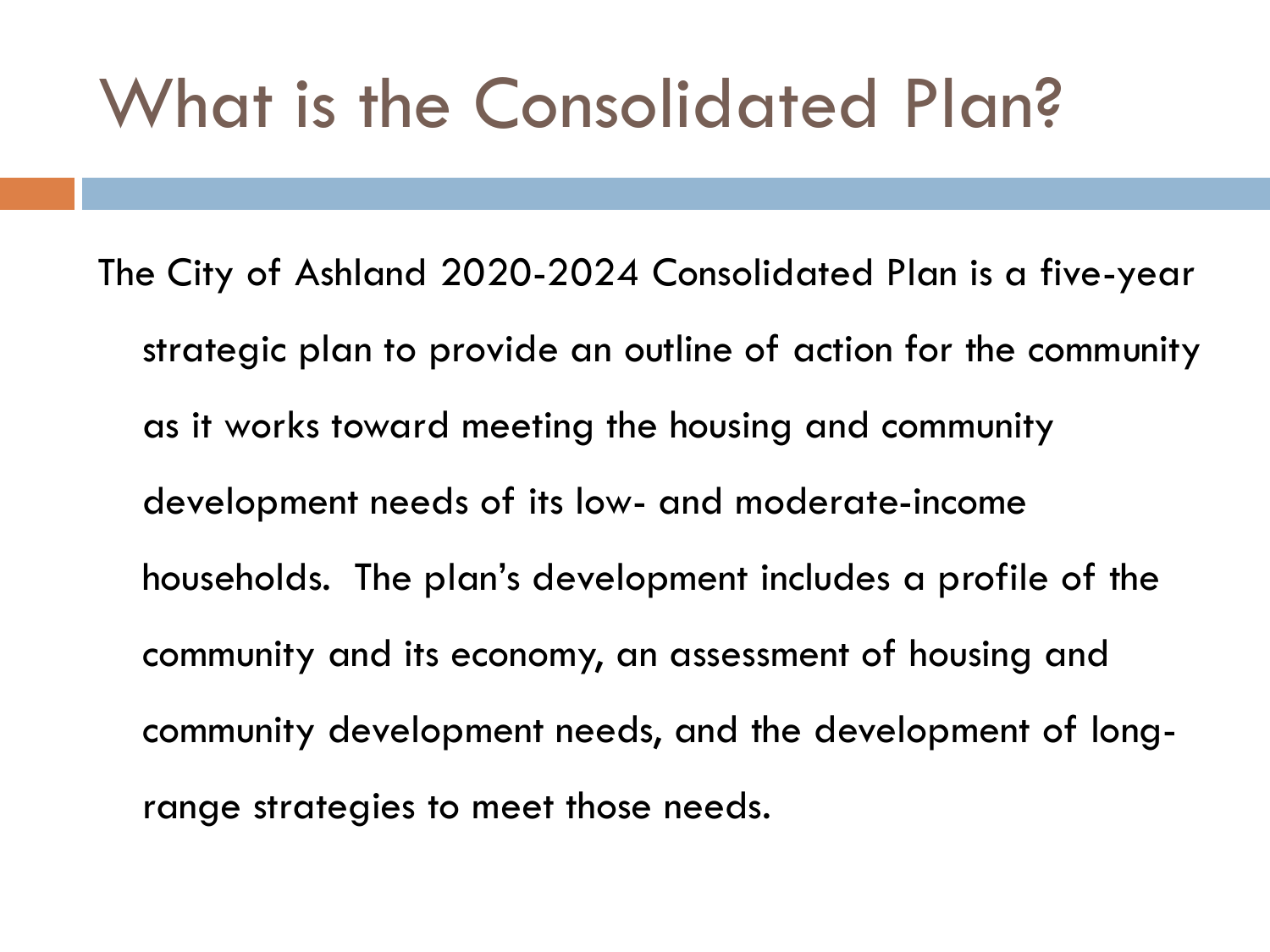# What is the Consolidated Plan?

The City of Ashland 2020-2024 Consolidated Plan is a five-year strategic plan to provide an outline of action for the community as it works toward meeting the housing and community development needs of its low- and moderate-income households. The plan's development includes a profile of the community and its economy, an assessment of housing and community development needs, and the development of long-range strategies to meet those needs.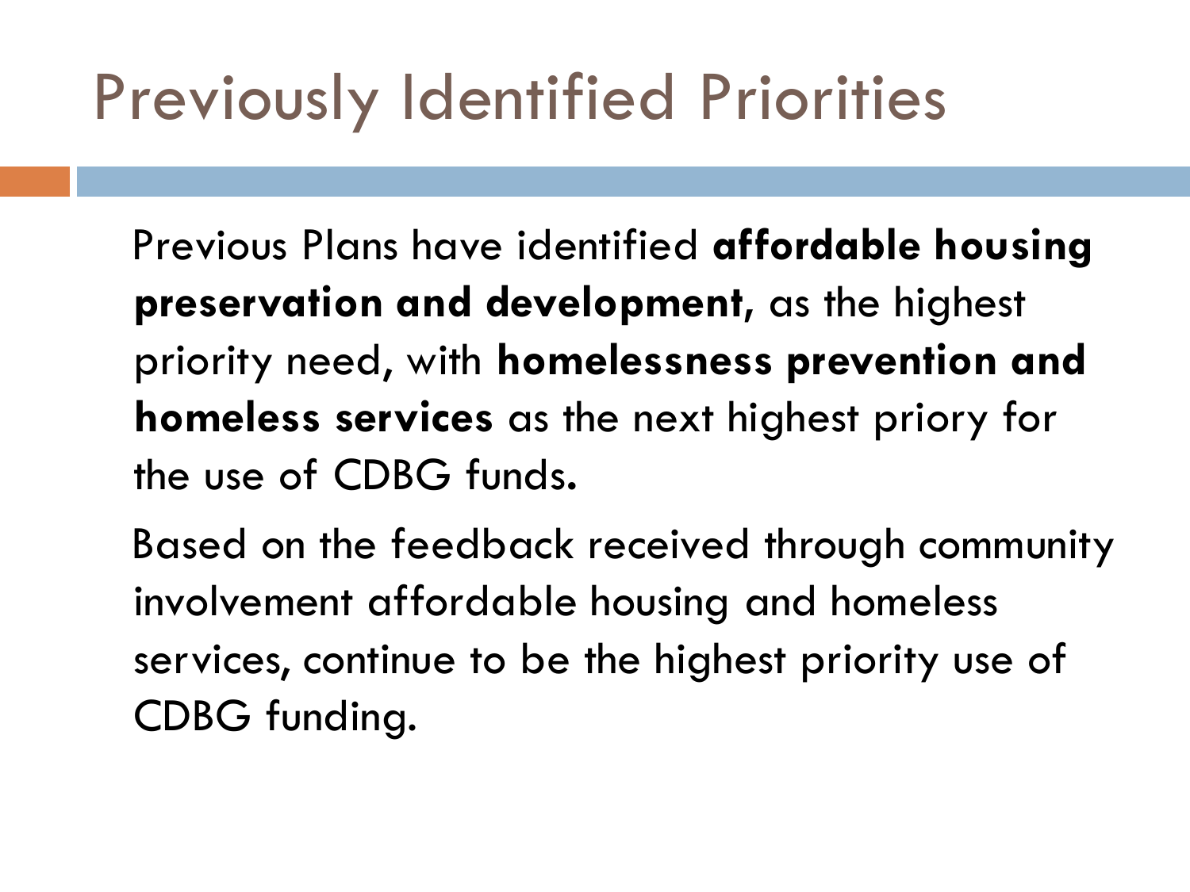# Previously Identified Priorities

Previous Plans have identified **affordable housing preservation and development**, as the highest priority need, with **homelessness prevention and homeless services** as the next highest priory for the use of CDBG funds**.**

Based on the feedback received through community involvement affordable housing and homeless services, continue to be the highest priority use of CDBG funding.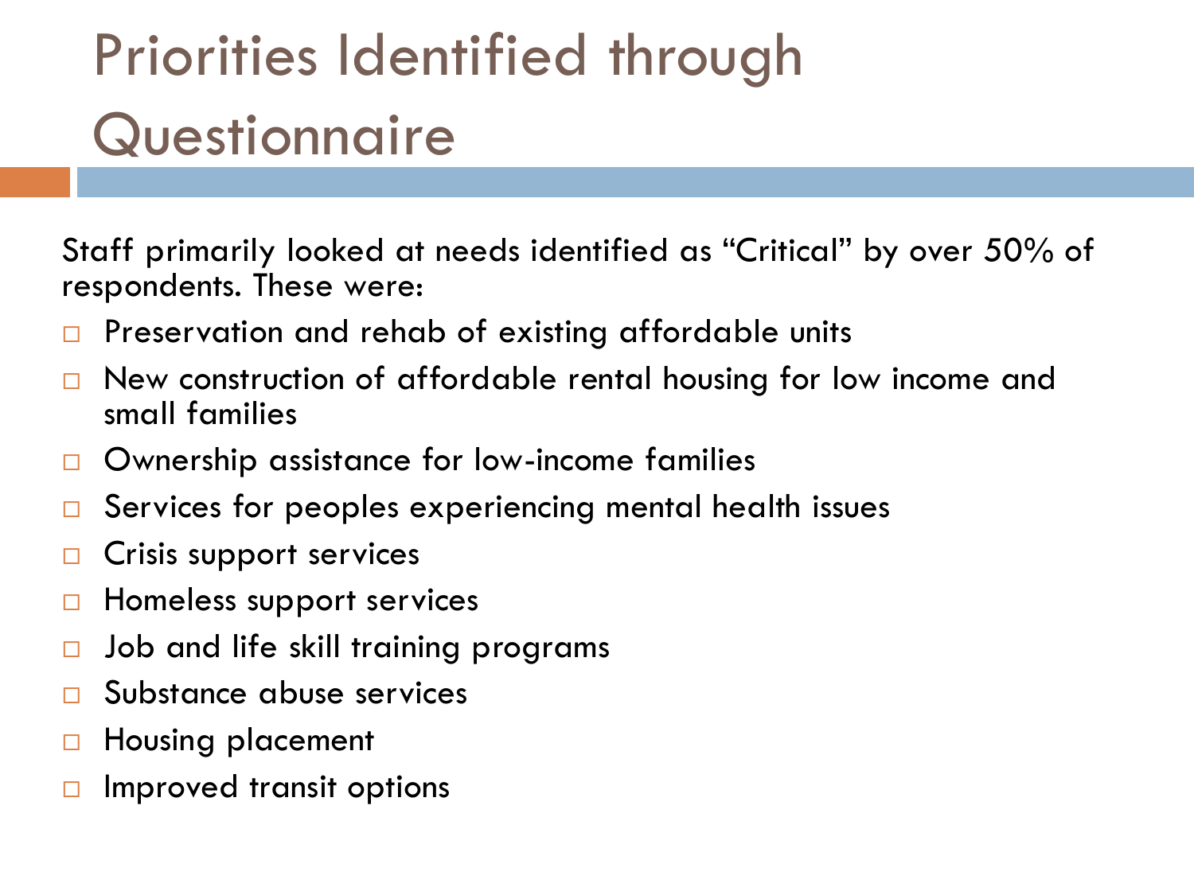# Priorities Identified through Questionnaire

Staff primarily looked at needs identified as "Critical" by over 50% of respondents. These were:

- Preservation and rehab of existing affordable units
- New construction of affordable rental housing for low income and small families
- Ownership assistance for low-income families
- Services for peoples experiencing mental health issues
- Crisis support services
- Homeless support services
- Job and life skill training programs
- Substance abuse services
- Housing placement
- Improved transit options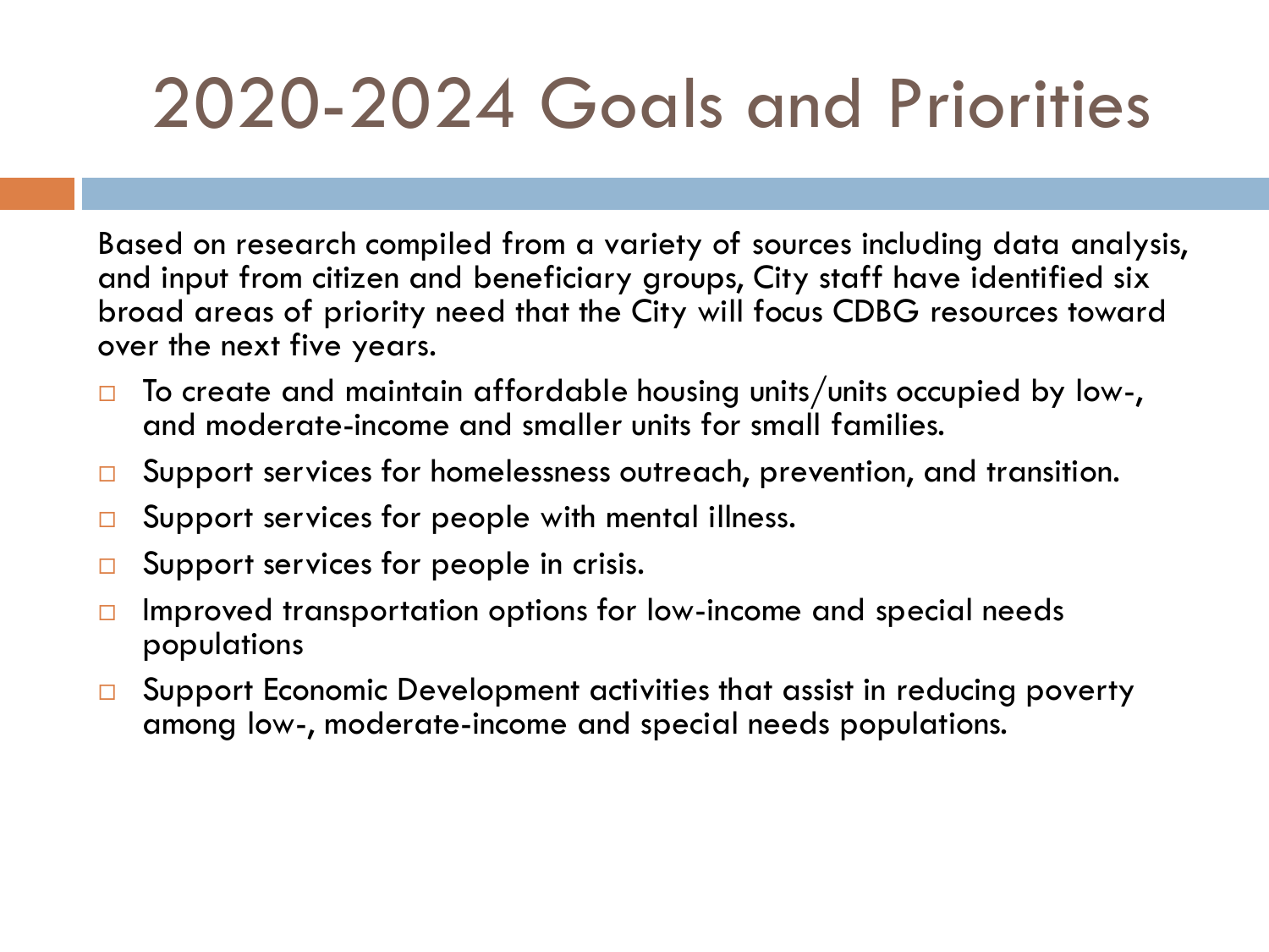# 2020-2024 Goals and Priorities

Based on research compiled from a variety of sources including data analysis, and input from citizen and beneficiary groups, City staff have identified six broad areas of priority need that the City will focus CDBG resources toward over the next five years.

- To create and maintain affordable housing units/units occupied by low-, and moderate-income and smaller units for small families.
- Support services for homelessness outreach, prevention, and transition.
- Support services for people with mental illness.
- Support services for people in crisis.
- Improved transportation options for low-income and special needs populations
- Support Economic Development activities that assist in reducing poverty among low-, moderate-income and special needs populations.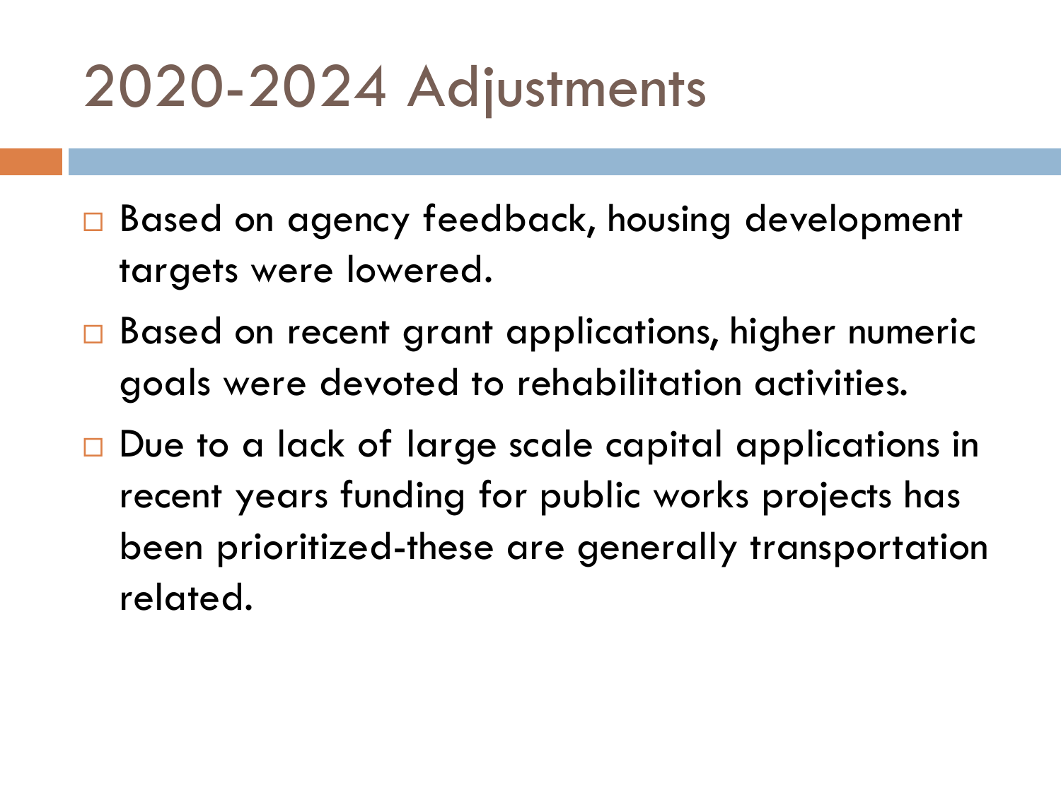# 2020-2024 Adjustments

- Based on agency feedback, housing development targets were lowered.
- Based on recent grant applications, higher numeric goals were devoted to rehabilitation activities.
- Due to a lack of large scale capital applications in recent years funding for public works projects has been prioritized-these are generally transportation related.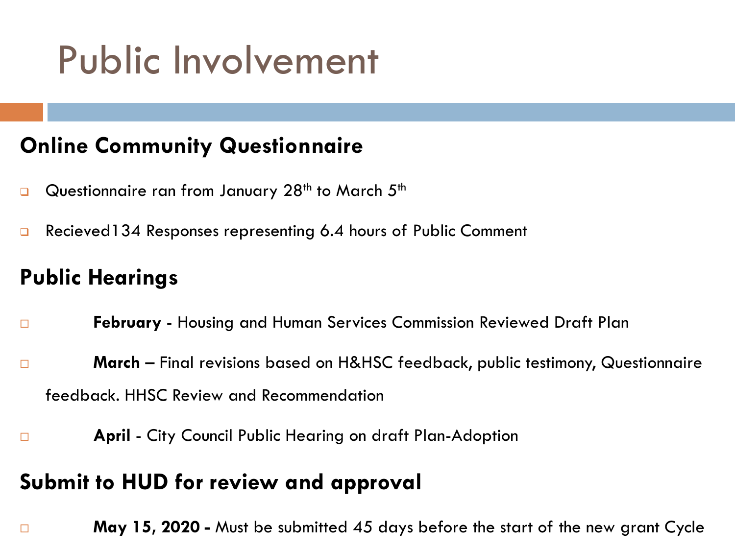# Public Involvement

## Online Community Questionnaire

- Questionnaire ran from January 28th to March 5th
- Recieved134 Responses representing 6.4 hours of Public Comment

## Public Hearings

- **February** - Housing and Human Services Commission Reviewed Draft Plan
- **March** – Final revisions based on H&HSC feedback, public testimony, Questionnaire feedback. HHSC Review and Recommendation
- **April** - City Council Public Hearing on draft Plan-Adoption

## Submit to HUD for review and approval

- **May 15, 2020 -** Must be submitted 45 days before the start of the new grant Cycle